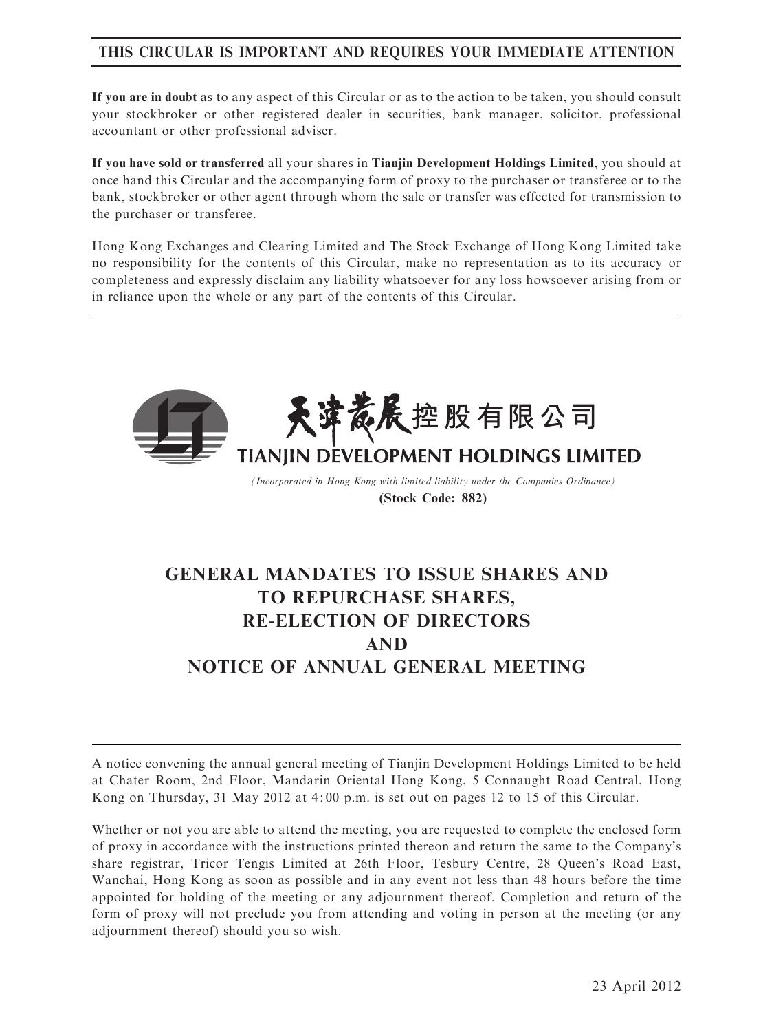**THIS CIRCULAR IS IMPORTANT AND REQUIRES YOUR IMMEDIATE ATTENTION**

**If you are in doubt** as to any aspect of this Circular or as to the action to be taken, you should consult your stockbroker or other registered dealer in securities, bank manager, solicitor, professional accountant or other professional adviser.

**If you have sold or transferred** all your shares in **Tianjin Development Holdings Limited**, you should at once hand this Circular and the accompanying form of proxy to the purchaser or transferee or to the bank, stockbroker or other agent through whom the sale or transfer was effected for transmission to the purchaser or transferee.

Hong Kong Exchanges and Clearing Limited and The Stock Exchange of Hong Kong Limited take no responsibility for the contents of this Circular, make no representation as to its accuracy or completeness and expressly disclaim any liability whatsoever for any loss howsoever arising from or in reliance upon the whole or any part of the contents of this Circular.

天津發展控股有限公司

**TIANJIN DEVELOPMENT HOLDINGS LIMITED**

*(Incorporated in Hong Kong with limited liability under the Companies Ordinance)*

**(Stock Code: 882)**

# GENERAL MANDATES TO ISSUE SHARES AND TO REPURCHASE SHARES, RE-ELECTION OF DIRECTORS AND NOTICE OF ANNUAL GENERAL MEETING

A notice convening the annual general meeting of Tianjin Development Holdings Limited to be held at Chater Room, 2nd Floor, Mandarin Oriental Hong Kong, 5 Connaught Road Central, Hong Kong on Thursday, 31 May 2012 at 4:00 p.m. is set out on pages 12 to 15 of this Circular.

Whether or not you are able to attend the meeting, you are requested to complete the enclosed form of proxy in accordance with the instructions printed thereon and return the same to the Company's share registrar, Tricor Tengis Limited at 26th Floor, Tesbury Centre, 28 Queen's Road East, Wanchai, Hong Kong as soon as possible and in any event not less than 48 hours before the time appointed for holding of the meeting or any adjournment thereof. Completion and return of the form of proxy will not preclude you from attending and voting in person at the meeting (or any adjournment thereof) should you so wish.

23 April 2012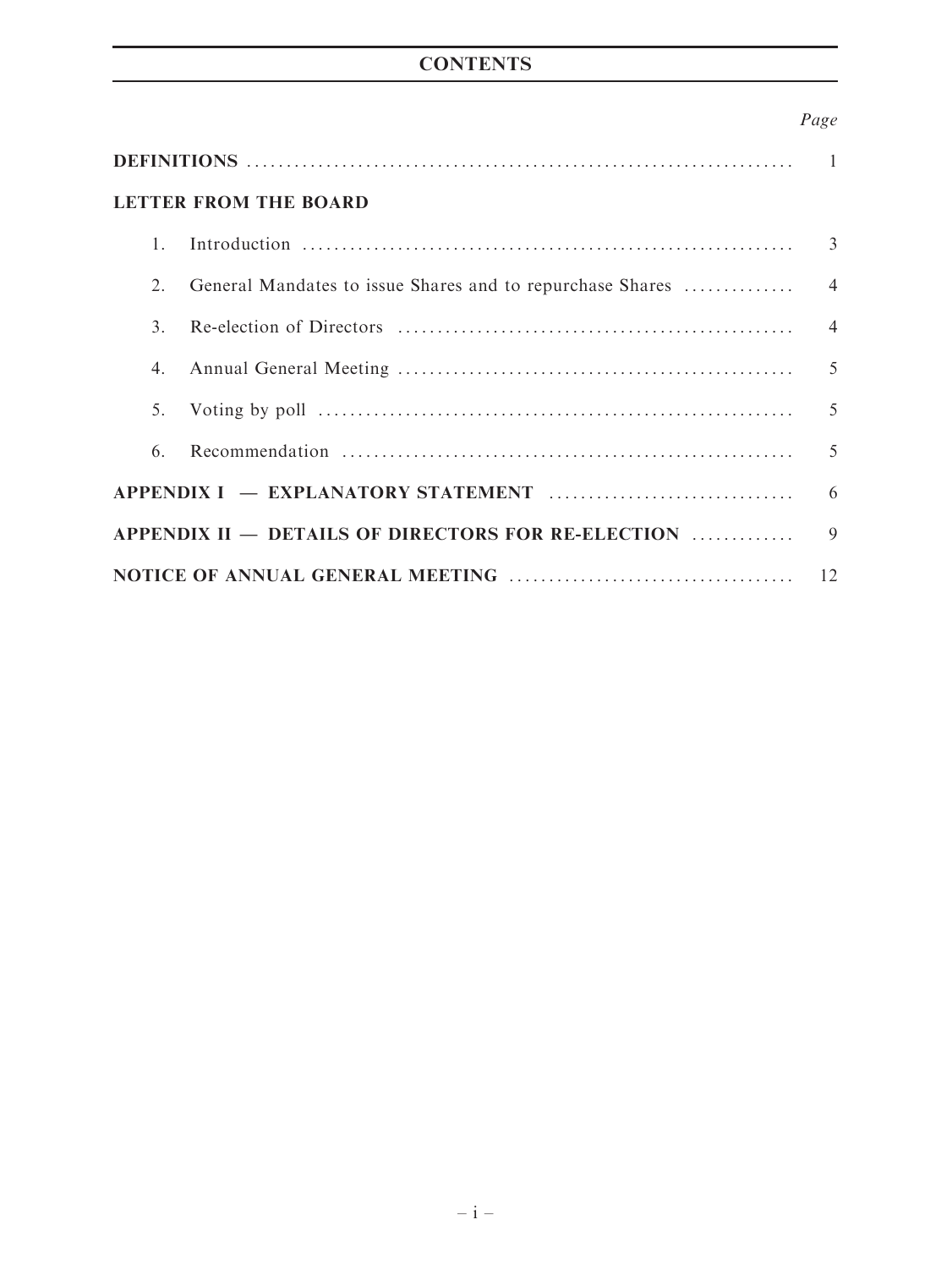# CONTENTS

| | Page |
|---|---|
| **DEFINITIONS** | 1 |
| **LETTER FROM THE BOARD** | |
| 1. Introduction | 3 |
| 2. General Mandates to issue Shares and to repurchase Shares | 4 |
| 3. Re-election of Directors | 4 |
| 4. Annual General Meeting | 5 |
| 5. Voting by poll | 5 |
| 6. Recommendation | 5 |
| **APPENDIX I — EXPLANATORY STATEMENT** | 6 |
| **APPENDIX II — DETAILS OF DIRECTORS FOR RE-ELECTION** | 9 |
| **NOTICE OF ANNUAL GENERAL MEETING** | 12 |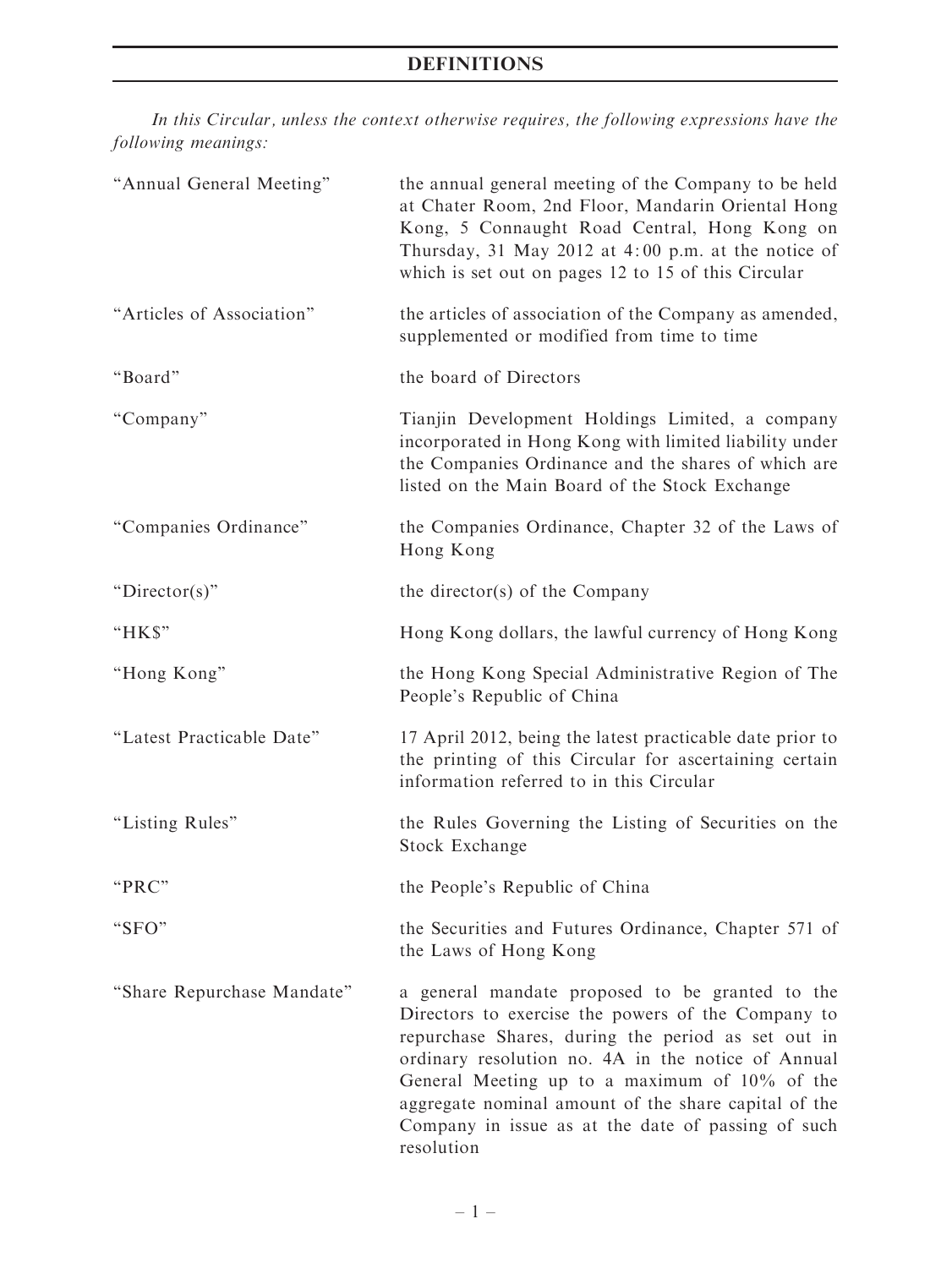# DEFINITIONS

*In this Circular, unless the context otherwise requires, the following expressions have the following meanings:*

| | |
|---|---|
| "Annual General Meeting" | the annual general meeting of the Company to be held at Chater Room, 2nd Floor, Mandarin Oriental Hong Kong, 5 Connaught Road Central, Hong Kong on Thursday, 31 May 2012 at 4:00 p.m. at the notice of which is set out on pages 12 to 15 of this Circular |
| "Articles of Association" | the articles of association of the Company as amended, supplemented or modified from time to time |
| "Board" | the board of Directors |
| "Company" | Tianjin Development Holdings Limited, a company incorporated in Hong Kong with limited liability under the Companies Ordinance and the shares of which are listed on the Main Board of the Stock Exchange |
| "Companies Ordinance" | the Companies Ordinance, Chapter 32 of the Laws of Hong Kong |
| "Director(s)" | the director(s) of the Company |
| "HK$" | Hong Kong dollars, the lawful currency of Hong Kong |
| "Hong Kong" | the Hong Kong Special Administrative Region of The People's Republic of China |
| "Latest Practicable Date" | 17 April 2012, being the latest practicable date prior to the printing of this Circular for ascertaining certain information referred to in this Circular |
| "Listing Rules" | the Rules Governing the Listing of Securities on the Stock Exchange |
| "PRC" | the People's Republic of China |
| "SFO" | the Securities and Futures Ordinance, Chapter 571 of the Laws of Hong Kong |
| "Share Repurchase Mandate" | a general mandate proposed to be granted to the Directors to exercise the powers of the Company to repurchase Shares, during the period as set out in ordinary resolution no. 4A in the notice of Annual General Meeting up to a maximum of 10% of the aggregate nominal amount of the share capital of the Company in issue as at the date of passing of such resolution |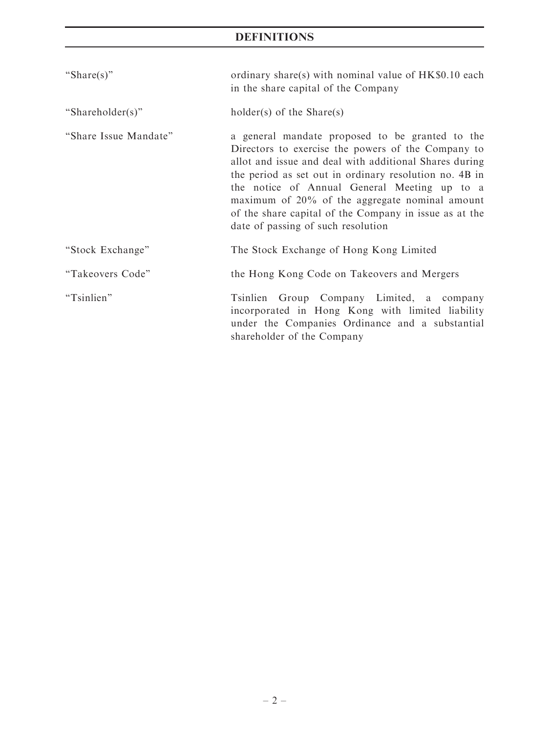## DEFINITIONS

| | |
|---|---|
| "Share(s)" | ordinary share(s) with nominal value of HK$0.10 each in the share capital of the Company |
| "Shareholder(s)" | holder(s) of the Share(s) |
| "Share Issue Mandate" | a general mandate proposed to be granted to the Directors to exercise the powers of the Company to allot and issue and deal with additional Shares during the period as set out in ordinary resolution no. 4B in the notice of Annual General Meeting up to a maximum of 20% of the aggregate nominal amount of the share capital of the Company in issue as at the date of passing of such resolution |
| "Stock Exchange" | The Stock Exchange of Hong Kong Limited |
| "Takeovers Code" | the Hong Kong Code on Takeovers and Mergers |
| "Tsinlien" | Tsinlien Group Company Limited, a company incorporated in Hong Kong with limited liability under the Companies Ordinance and a substantial shareholder of the Company |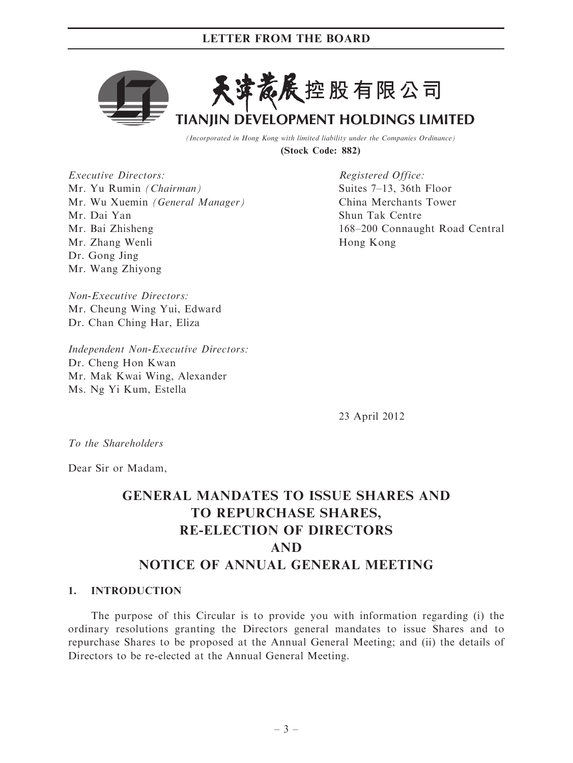天津發展控股有限公司

**TIANJIN DEVELOPMENT HOLDINGS LIMITED**

*(Incorporated in Hong Kong with limited liability under the Companies Ordinance)*

**(Stock Code: 882)**

*Executive Directors:*
Mr. Yu Rumin *(Chairman)*
Mr. Wu Xuemin *(General Manager)*
Mr. Dai Yan
Mr. Bai Zhisheng
Mr. Zhang Wenli
Dr. Gong Jing
Mr. Wang Zhiyong

*Non-Executive Directors:*
Mr. Cheung Wing Yui, Edward
Dr. Chan Ching Har, Eliza

*Independent Non-Executive Directors:*
Dr. Cheng Hon Kwan
Mr. Mak Kwai Wing, Alexander
Ms. Ng Yi Kum, Estella

*Registered Office:*
Suites 7–13, 36th Floor
China Merchants Tower
Shun Tak Centre
168–200 Connaught Road Central
Hong Kong

23 April 2012

*To the Shareholders*

Dear Sir or Madam,

# GENERAL MANDATES TO ISSUE SHARES AND TO REPURCHASE SHARES, RE-ELECTION OF DIRECTORS AND NOTICE OF ANNUAL GENERAL MEETING

## 1. INTRODUCTION

The purpose of this Circular is to provide you with information regarding (i) the ordinary resolutions granting the Directors general mandates to issue Shares and to repurchase Shares to be proposed at the Annual General Meeting; and (ii) the details of Directors to be re-elected at the Annual General Meeting.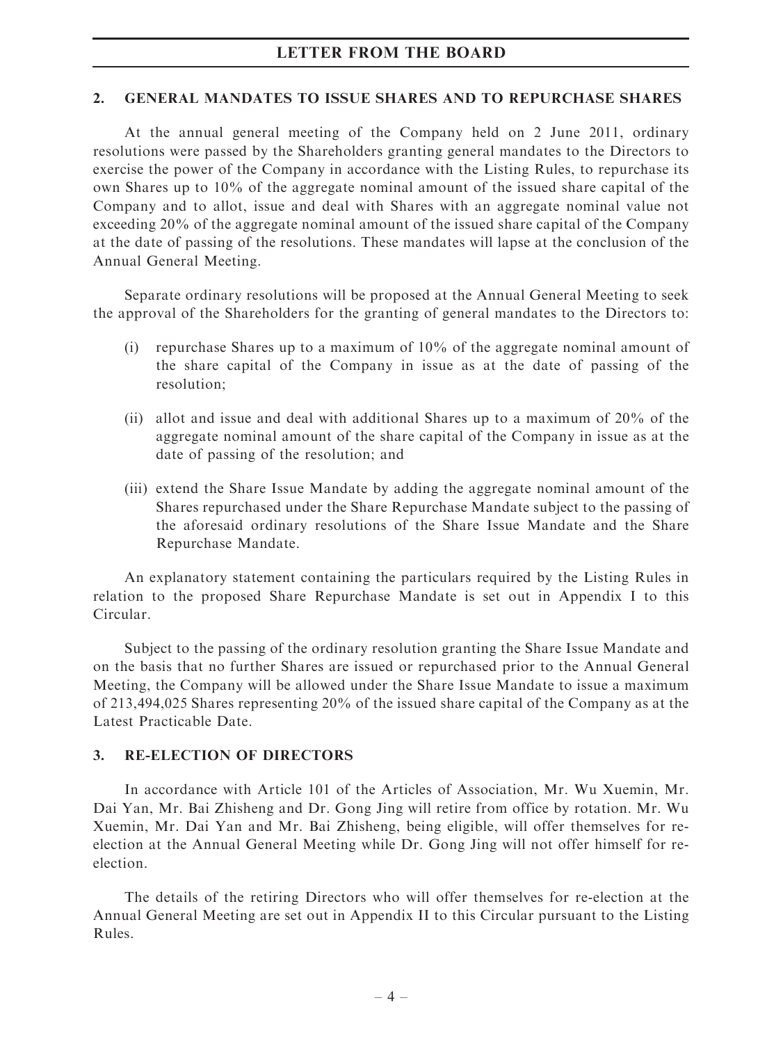## 2. GENERAL MANDATES TO ISSUE SHARES AND TO REPURCHASE SHARES

At the annual general meeting of the Company held on 2 June 2011, ordinary resolutions were passed by the Shareholders granting general mandates to the Directors to exercise the power of the Company in accordance with the Listing Rules, to repurchase its own Shares up to 10% of the aggregate nominal amount of the issued share capital of the Company and to allot, issue and deal with Shares with an aggregate nominal value not exceeding 20% of the aggregate nominal amount of the issued share capital of the Company at the date of passing of the resolutions. These mandates will lapse at the conclusion of the Annual General Meeting.

Separate ordinary resolutions will be proposed at the Annual General Meeting to seek the approval of the Shareholders for the granting of general mandates to the Directors to:

(i) repurchase Shares up to a maximum of 10% of the aggregate nominal amount of the share capital of the Company in issue as at the date of passing of the resolution;

(ii) allot and issue and deal with additional Shares up to a maximum of 20% of the aggregate nominal amount of the share capital of the Company in issue as at the date of passing of the resolution; and

(iii) extend the Share Issue Mandate by adding the aggregate nominal amount of the Shares repurchased under the Share Repurchase Mandate subject to the passing of the aforesaid ordinary resolutions of the Share Issue Mandate and the Share Repurchase Mandate.

An explanatory statement containing the particulars required by the Listing Rules in relation to the proposed Share Repurchase Mandate is set out in Appendix I to this Circular.

Subject to the passing of the ordinary resolution granting the Share Issue Mandate and on the basis that no further Shares are issued or repurchased prior to the Annual General Meeting, the Company will be allowed under the Share Issue Mandate to issue a maximum of 213,494,025 Shares representing 20% of the issued share capital of the Company as at the Latest Practicable Date.

## 3. RE-ELECTION OF DIRECTORS

In accordance with Article 101 of the Articles of Association, Mr. Wu Xuemin, Mr. Dai Yan, Mr. Bai Zhisheng and Dr. Gong Jing will retire from office by rotation. Mr. Wu Xuemin, Mr. Dai Yan and Mr. Bai Zhisheng, being eligible, will offer themselves for re-election at the Annual General Meeting while Dr. Gong Jing will not offer himself for re-election.

The details of the retiring Directors who will offer themselves for re-election at the Annual General Meeting are set out in Appendix II to this Circular pursuant to the Listing Rules.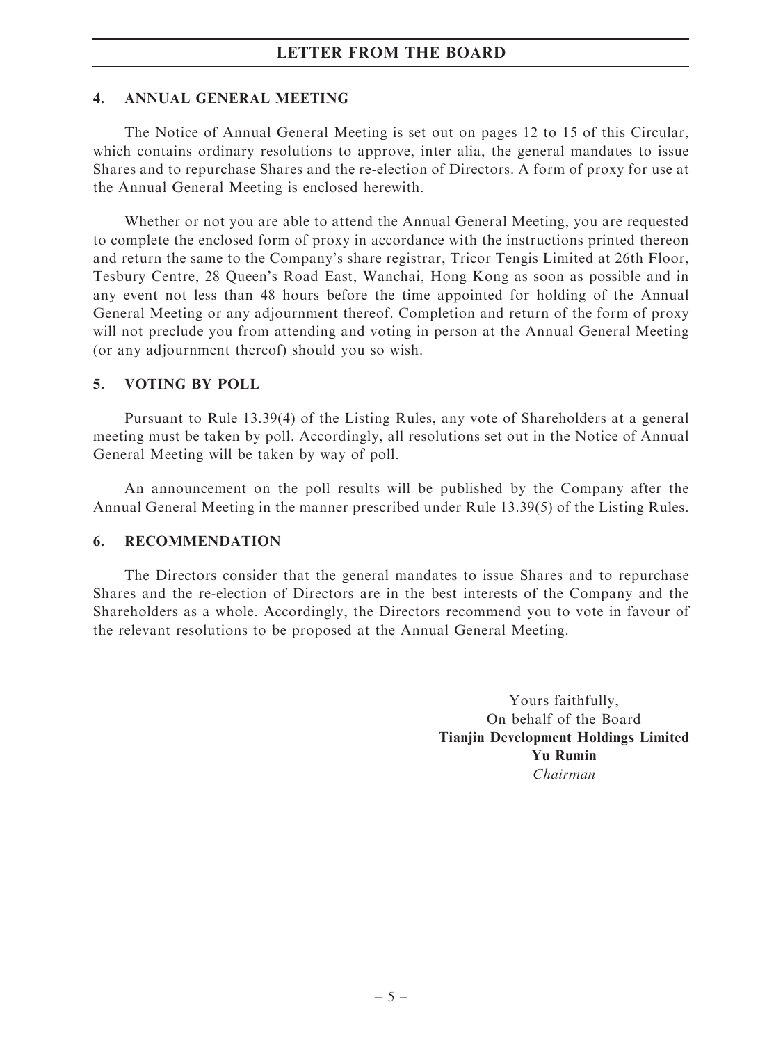## 4. ANNUAL GENERAL MEETING

The Notice of Annual General Meeting is set out on pages 12 to 15 of this Circular, which contains ordinary resolutions to approve, inter alia, the general mandates to issue Shares and to repurchase Shares and the re-election of Directors. A form of proxy for use at the Annual General Meeting is enclosed herewith.

Whether or not you are able to attend the Annual General Meeting, you are requested to complete the enclosed form of proxy in accordance with the instructions printed thereon and return the same to the Company's share registrar, Tricor Tengis Limited at 26th Floor, Tesbury Centre, 28 Queen's Road East, Wanchai, Hong Kong as soon as possible and in any event not less than 48 hours before the time appointed for holding of the Annual General Meeting or any adjournment thereof. Completion and return of the form of proxy will not preclude you from attending and voting in person at the Annual General Meeting (or any adjournment thereof) should you so wish.

## 5. VOTING BY POLL

Pursuant to Rule 13.39(4) of the Listing Rules, any vote of Shareholders at a general meeting must be taken by poll. Accordingly, all resolutions set out in the Notice of Annual General Meeting will be taken by way of poll.

An announcement on the poll results will be published by the Company after the Annual General Meeting in the manner prescribed under Rule 13.39(5) of the Listing Rules.

## 6. RECOMMENDATION

The Directors consider that the general mandates to issue Shares and to repurchase Shares and the re-election of Directors are in the best interests of the Company and the Shareholders as a whole. Accordingly, the Directors recommend you to vote in favour of the relevant resolutions to be proposed at the Annual General Meeting.

Yours faithfully,
On behalf of the Board
**Tianjin Development Holdings Limited**
**Yu Rumin**
*Chairman*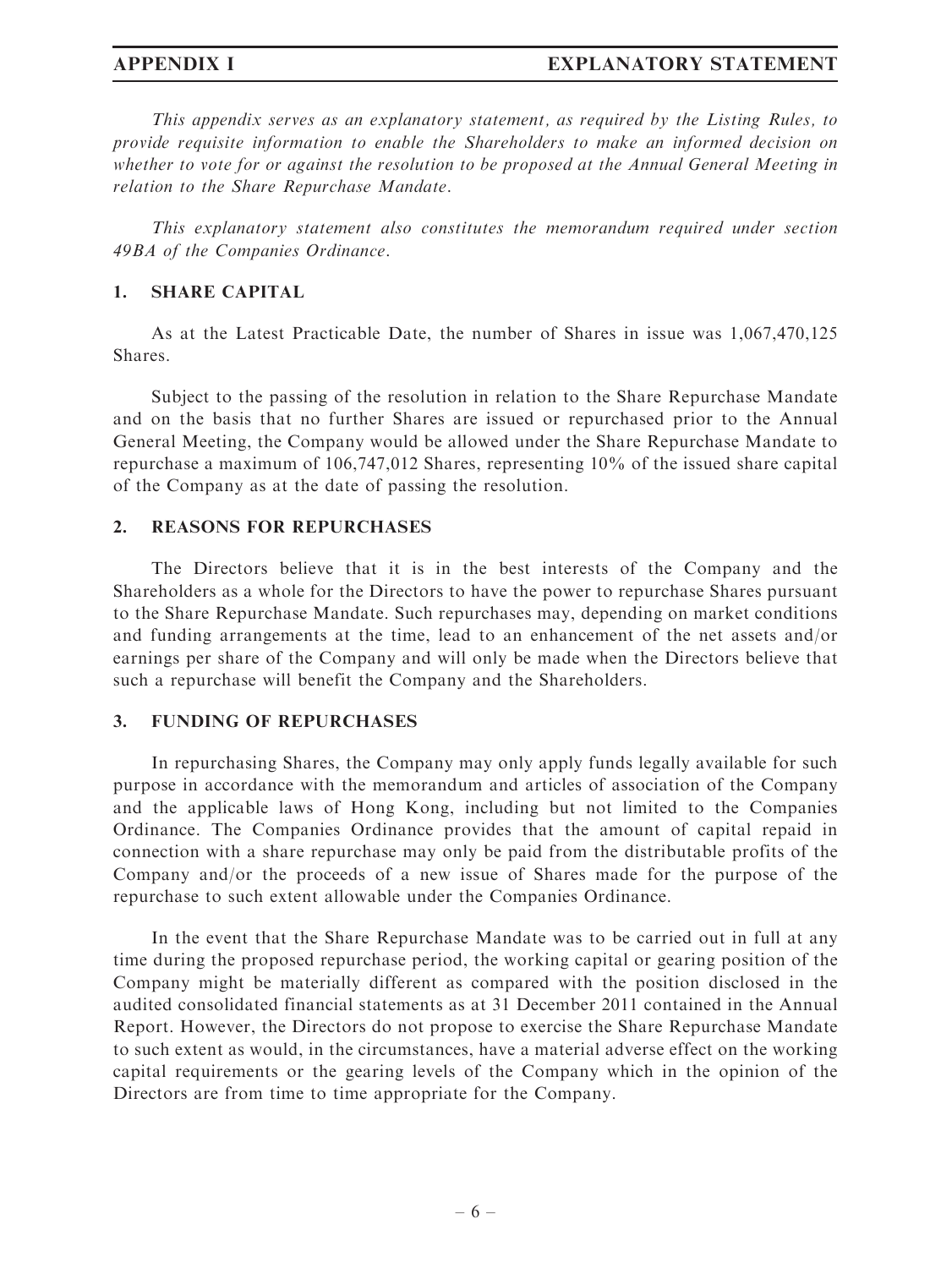*This appendix serves as an explanatory statement, as required by the Listing Rules, to provide requisite information to enable the Shareholders to make an informed decision on whether to vote for or against the resolution to be proposed at the Annual General Meeting in relation to the Share Repurchase Mandate.*

*This explanatory statement also constitutes the memorandum required under section 49BA of the Companies Ordinance.*

## 1. SHARE CAPITAL

As at the Latest Practicable Date, the number of Shares in issue was 1,067,470,125 Shares.

Subject to the passing of the resolution in relation to the Share Repurchase Mandate and on the basis that no further Shares are issued or repurchased prior to the Annual General Meeting, the Company would be allowed under the Share Repurchase Mandate to repurchase a maximum of 106,747,012 Shares, representing 10% of the issued share capital of the Company as at the date of passing the resolution.

## 2. REASONS FOR REPURCHASES

The Directors believe that it is in the best interests of the Company and the Shareholders as a whole for the Directors to have the power to repurchase Shares pursuant to the Share Repurchase Mandate. Such repurchases may, depending on market conditions and funding arrangements at the time, lead to an enhancement of the net assets and/or earnings per share of the Company and will only be made when the Directors believe that such a repurchase will benefit the Company and the Shareholders.

## 3. FUNDING OF REPURCHASES

In repurchasing Shares, the Company may only apply funds legally available for such purpose in accordance with the memorandum and articles of association of the Company and the applicable laws of Hong Kong, including but not limited to the Companies Ordinance. The Companies Ordinance provides that the amount of capital repaid in connection with a share repurchase may only be paid from the distributable profits of the Company and/or the proceeds of a new issue of Shares made for the purpose of the repurchase to such extent allowable under the Companies Ordinance.

In the event that the Share Repurchase Mandate was to be carried out in full at any time during the proposed repurchase period, the working capital or gearing position of the Company might be materially different as compared with the position disclosed in the audited consolidated financial statements as at 31 December 2011 contained in the Annual Report. However, the Directors do not propose to exercise the Share Repurchase Mandate to such extent as would, in the circumstances, have a material adverse effect on the working capital requirements or the gearing levels of the Company which in the opinion of the Directors are from time to time appropriate for the Company.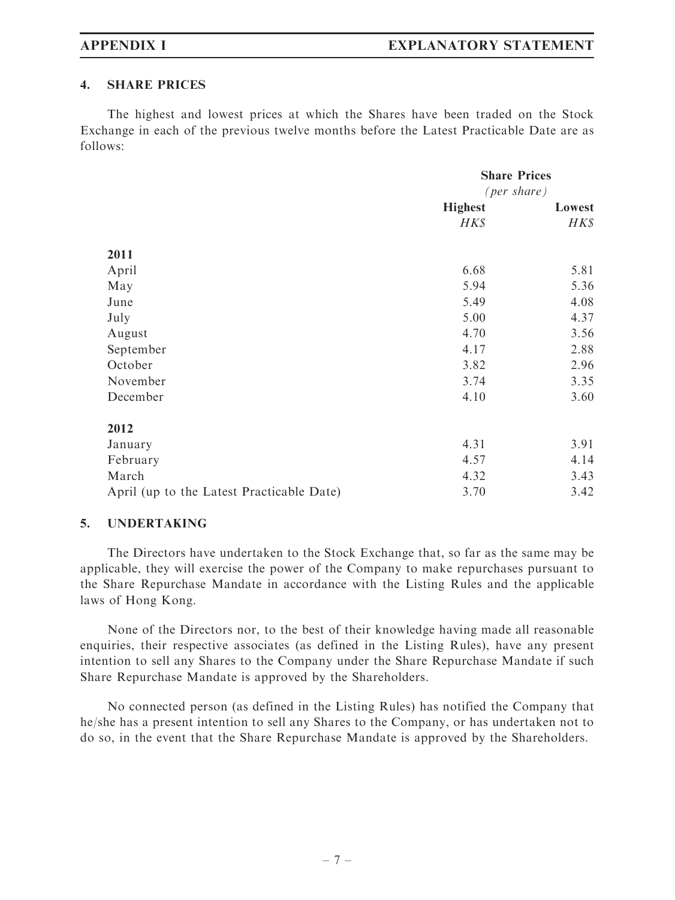## 4. SHARE PRICES

The highest and lowest prices at which the Shares have been traded on the Stock Exchange in each of the previous twelve months before the Latest Practicable Date are as follows:

| | Share Prices *(per share)* | |
|---|---|---|
| | **Highest** *HK$* | **Lowest** *HK$* |
| **2011** | | |
| April | 6.68 | 5.81 |
| May | 5.94 | 5.36 |
| June | 5.49 | 4.08 |
| July | 5.00 | 4.37 |
| August | 4.70 | 3.56 |
| September | 4.17 | 2.88 |
| October | 3.82 | 2.96 |
| November | 3.74 | 3.35 |
| December | 4.10 | 3.60 |
| **2012** | | |
| January | 4.31 | 3.91 |
| February | 4.57 | 4.14 |
| March | 4.32 | 3.43 |
| April (up to the Latest Practicable Date) | 3.70 | 3.42 |

## 5. UNDERTAKING

The Directors have undertaken to the Stock Exchange that, so far as the same may be applicable, they will exercise the power of the Company to make repurchases pursuant to the Share Repurchase Mandate in accordance with the Listing Rules and the applicable laws of Hong Kong.

None of the Directors nor, to the best of their knowledge having made all reasonable enquiries, their respective associates (as defined in the Listing Rules), have any present intention to sell any Shares to the Company under the Share Repurchase Mandate if such Share Repurchase Mandate is approved by the Shareholders.

No connected person (as defined in the Listing Rules) has notified the Company that he/she has a present intention to sell any Shares to the Company, or has undertaken not to do so, in the event that the Share Repurchase Mandate is approved by the Shareholders.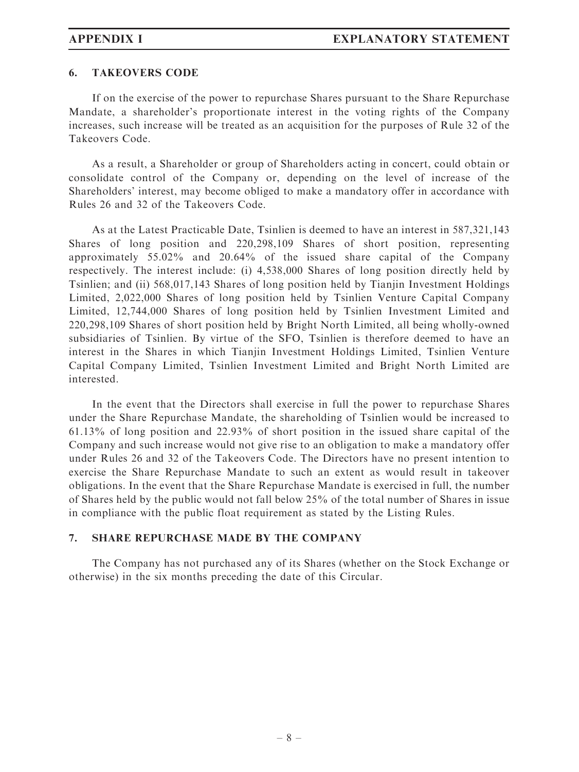## 6. TAKEOVERS CODE

If on the exercise of the power to repurchase Shares pursuant to the Share Repurchase Mandate, a shareholder's proportionate interest in the voting rights of the Company increases, such increase will be treated as an acquisition for the purposes of Rule 32 of the Takeovers Code.

As a result, a Shareholder or group of Shareholders acting in concert, could obtain or consolidate control of the Company or, depending on the level of increase of the Shareholders' interest, may become obliged to make a mandatory offer in accordance with Rules 26 and 32 of the Takeovers Code.

As at the Latest Practicable Date, Tsinlien is deemed to have an interest in 587,321,143 Shares of long position and 220,298,109 Shares of short position, representing approximately 55.02% and 20.64% of the issued share capital of the Company respectively. The interest include: (i) 4,538,000 Shares of long position directly held by Tsinlien; and (ii) 568,017,143 Shares of long position held by Tianjin Investment Holdings Limited, 2,022,000 Shares of long position held by Tsinlien Venture Capital Company Limited, 12,744,000 Shares of long position held by Tsinlien Investment Limited and 220,298,109 Shares of short position held by Bright North Limited, all being wholly-owned subsidiaries of Tsinlien. By virtue of the SFO, Tsinlien is therefore deemed to have an interest in the Shares in which Tianjin Investment Holdings Limited, Tsinlien Venture Capital Company Limited, Tsinlien Investment Limited and Bright North Limited are interested.

In the event that the Directors shall exercise in full the power to repurchase Shares under the Share Repurchase Mandate, the shareholding of Tsinlien would be increased to 61.13% of long position and 22.93% of short position in the issued share capital of the Company and such increase would not give rise to an obligation to make a mandatory offer under Rules 26 and 32 of the Takeovers Code. The Directors have no present intention to exercise the Share Repurchase Mandate to such an extent as would result in takeover obligations. In the event that the Share Repurchase Mandate is exercised in full, the number of Shares held by the public would not fall below 25% of the total number of Shares in issue in compliance with the public float requirement as stated by the Listing Rules.

## 7. SHARE REPURCHASE MADE BY THE COMPANY

The Company has not purchased any of its Shares (whether on the Stock Exchange or otherwise) in the six months preceding the date of this Circular.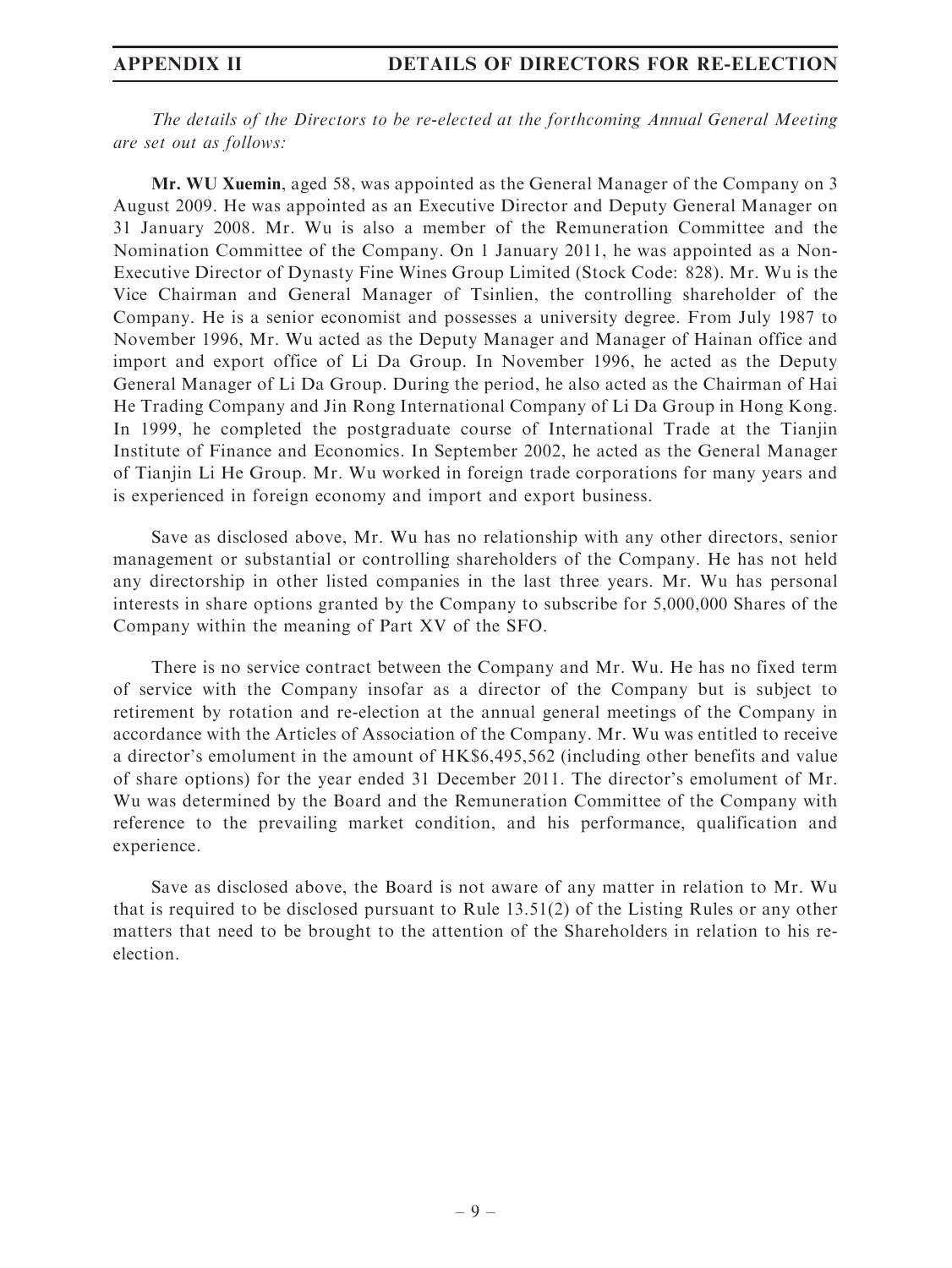# APPENDIX II DETAILS OF DIRECTORS FOR RE-ELECTION

*The details of the Directors to be re-elected at the forthcoming Annual General Meeting are set out as follows:*

**Mr. WU Xuemin**, aged 58, was appointed as the General Manager of the Company on 3 August 2009. He was appointed as an Executive Director and Deputy General Manager on 31 January 2008. Mr. Wu is also a member of the Remuneration Committee and the Nomination Committee of the Company. On 1 January 2011, he was appointed as a Non-Executive Director of Dynasty Fine Wines Group Limited (Stock Code: 828). Mr. Wu is the Vice Chairman and General Manager of Tsinlien, the controlling shareholder of the Company. He is a senior economist and possesses a university degree. From July 1987 to November 1996, Mr. Wu acted as the Deputy Manager and Manager of Hainan office and import and export office of Li Da Group. In November 1996, he acted as the Deputy General Manager of Li Da Group. During the period, he also acted as the Chairman of Hai He Trading Company and Jin Rong International Company of Li Da Group in Hong Kong. In 1999, he completed the postgraduate course of International Trade at the Tianjin Institute of Finance and Economics. In September 2002, he acted as the General Manager of Tianjin Li He Group. Mr. Wu worked in foreign trade corporations for many years and is experienced in foreign economy and import and export business.

Save as disclosed above, Mr. Wu has no relationship with any other directors, senior management or substantial or controlling shareholders of the Company. He has not held any directorship in other listed companies in the last three years. Mr. Wu has personal interests in share options granted by the Company to subscribe for 5,000,000 Shares of the Company within the meaning of Part XV of the SFO.

There is no service contract between the Company and Mr. Wu. He has no fixed term of service with the Company insofar as a director of the Company but is subject to retirement by rotation and re-election at the annual general meetings of the Company in accordance with the Articles of Association of the Company. Mr. Wu was entitled to receive a director's emolument in the amount of HK$6,495,562 (including other benefits and value of share options) for the year ended 31 December 2011. The director's emolument of Mr. Wu was determined by the Board and the Remuneration Committee of the Company with reference to the prevailing market condition, and his performance, qualification and experience.

Save as disclosed above, the Board is not aware of any matter in relation to Mr. Wu that is required to be disclosed pursuant to Rule 13.51(2) of the Listing Rules or any other matters that need to be brought to the attention of the Shareholders in relation to his re-election.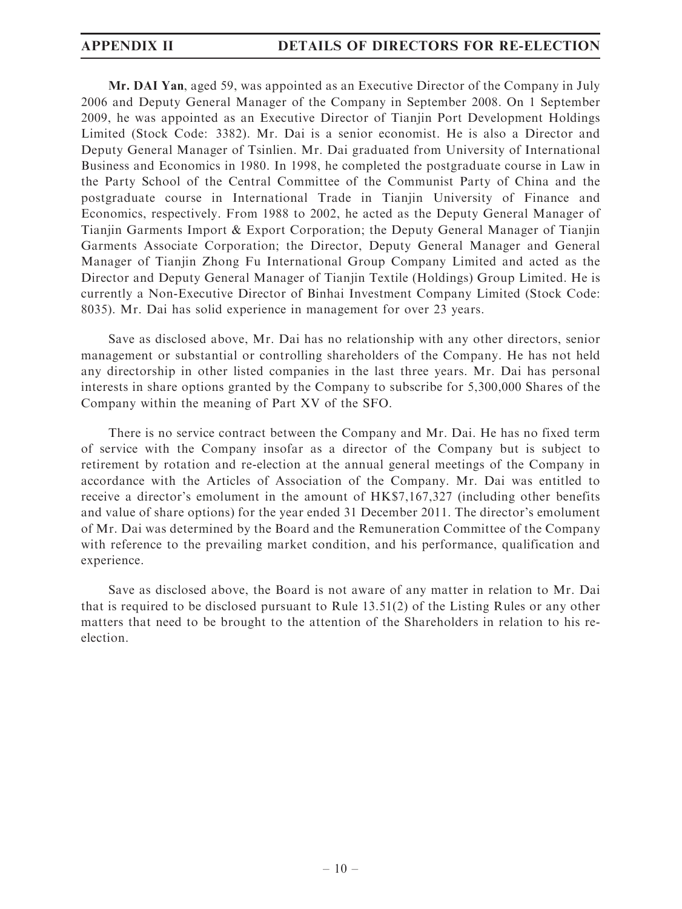**Mr. DAI Yan**, aged 59, was appointed as an Executive Director of the Company in July 2006 and Deputy General Manager of the Company in September 2008. On 1 September 2009, he was appointed as an Executive Director of Tianjin Port Development Holdings Limited (Stock Code: 3382). Mr. Dai is a senior economist. He is also a Director and Deputy General Manager of Tsinlien. Mr. Dai graduated from University of International Business and Economics in 1980. In 1998, he completed the postgraduate course in Law in the Party School of the Central Committee of the Communist Party of China and the postgraduate course in International Trade in Tianjin University of Finance and Economics, respectively. From 1988 to 2002, he acted as the Deputy General Manager of Tianjin Garments Import & Export Corporation; the Deputy General Manager of Tianjin Garments Associate Corporation; the Director, Deputy General Manager and General Manager of Tianjin Zhong Fu International Group Company Limited and acted as the Director and Deputy General Manager of Tianjin Textile (Holdings) Group Limited. He is currently a Non-Executive Director of Binhai Investment Company Limited (Stock Code: 8035). Mr. Dai has solid experience in management for over 23 years.

Save as disclosed above, Mr. Dai has no relationship with any other directors, senior management or substantial or controlling shareholders of the Company. He has not held any directorship in other listed companies in the last three years. Mr. Dai has personal interests in share options granted by the Company to subscribe for 5,300,000 Shares of the Company within the meaning of Part XV of the SFO.

There is no service contract between the Company and Mr. Dai. He has no fixed term of service with the Company insofar as a director of the Company but is subject to retirement by rotation and re-election at the annual general meetings of the Company in accordance with the Articles of Association of the Company. Mr. Dai was entitled to receive a director's emolument in the amount of HK$7,167,327 (including other benefits and value of share options) for the year ended 31 December 2011. The director's emolument of Mr. Dai was determined by the Board and the Remuneration Committee of the Company with reference to the prevailing market condition, and his performance, qualification and experience.

Save as disclosed above, the Board is not aware of any matter in relation to Mr. Dai that is required to be disclosed pursuant to Rule 13.51(2) of the Listing Rules or any other matters that need to be brought to the attention of the Shareholders in relation to his re-election.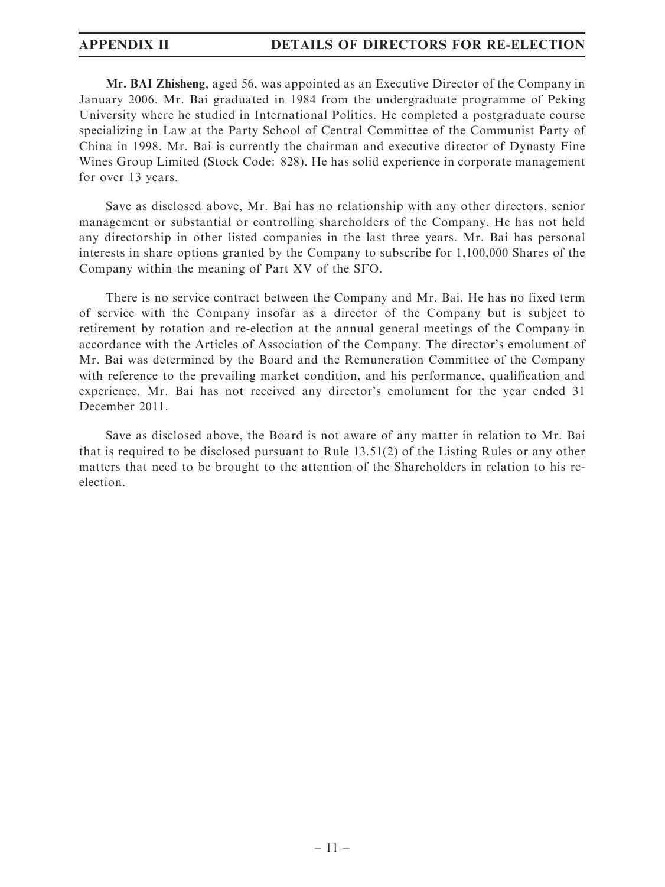**Mr. BAI Zhisheng**, aged 56, was appointed as an Executive Director of the Company in January 2006. Mr. Bai graduated in 1984 from the undergraduate programme of Peking University where he studied in International Politics. He completed a postgraduate course specializing in Law at the Party School of Central Committee of the Communist Party of China in 1998. Mr. Bai is currently the chairman and executive director of Dynasty Fine Wines Group Limited (Stock Code: 828). He has solid experience in corporate management for over 13 years.

Save as disclosed above, Mr. Bai has no relationship with any other directors, senior management or substantial or controlling shareholders of the Company. He has not held any directorship in other listed companies in the last three years. Mr. Bai has personal interests in share options granted by the Company to subscribe for 1,100,000 Shares of the Company within the meaning of Part XV of the SFO.

There is no service contract between the Company and Mr. Bai. He has no fixed term of service with the Company insofar as a director of the Company but is subject to retirement by rotation and re-election at the annual general meetings of the Company in accordance with the Articles of Association of the Company. The director's emolument of Mr. Bai was determined by the Board and the Remuneration Committee of the Company with reference to the prevailing market condition, and his performance, qualification and experience. Mr. Bai has not received any director's emolument for the year ended 31 December 2011.

Save as disclosed above, the Board is not aware of any matter in relation to Mr. Bai that is required to be disclosed pursuant to Rule 13.51(2) of the Listing Rules or any other matters that need to be brought to the attention of the Shareholders in relation to his re-election.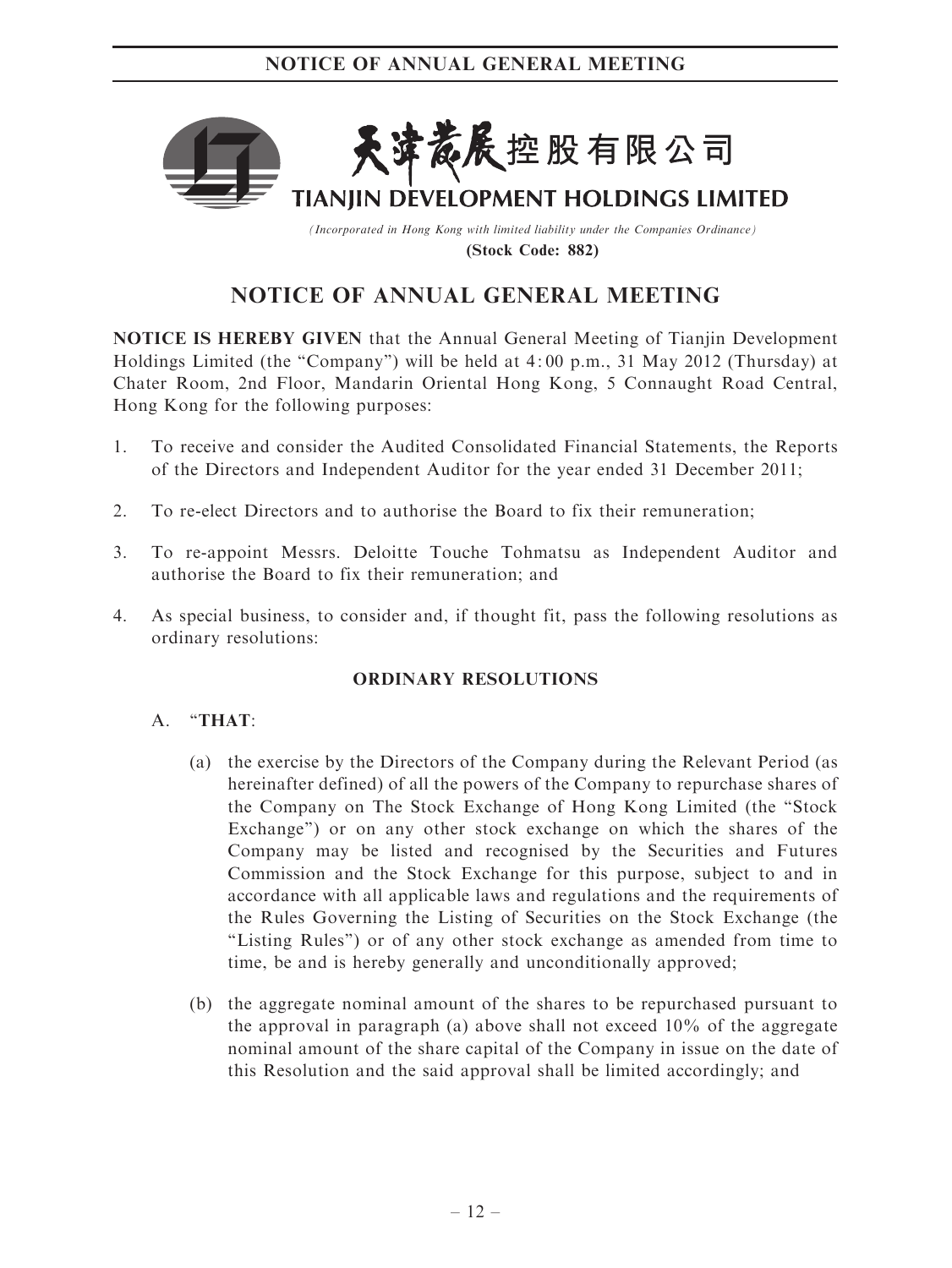天津發展控股有限公司

**TIANJIN DEVELOPMENT HOLDINGS LIMITED**

*(Incorporated in Hong Kong with limited liability under the Companies Ordinance)*

**(Stock Code: 882)**

# NOTICE OF ANNUAL GENERAL MEETING

**NOTICE IS HEREBY GIVEN** that the Annual General Meeting of Tianjin Development Holdings Limited (the "Company") will be held at 4:00 p.m., 31 May 2012 (Thursday) at Chater Room, 2nd Floor, Mandarin Oriental Hong Kong, 5 Connaught Road Central, Hong Kong for the following purposes:

1. To receive and consider the Audited Consolidated Financial Statements, the Reports of the Directors and Independent Auditor for the year ended 31 December 2011;
2. To re-elect Directors and to authorise the Board to fix their remuneration;
3. To re-appoint Messrs. Deloitte Touche Tohmatsu as Independent Auditor and authorise the Board to fix their remuneration; and
4. As special business, to consider and, if thought fit, pass the following resolutions as ordinary resolutions:

**ORDINARY RESOLUTIONS**

A. "**THAT**:

(a) the exercise by the Directors of the Company during the Relevant Period (as hereinafter defined) of all the powers of the Company to repurchase shares of the Company on The Stock Exchange of Hong Kong Limited (the "Stock Exchange") or on any other stock exchange on which the shares of the Company may be listed and recognised by the Securities and Futures Commission and the Stock Exchange for this purpose, subject to and in accordance with all applicable laws and regulations and the requirements of the Rules Governing the Listing of Securities on the Stock Exchange (the "Listing Rules") or of any other stock exchange as amended from time to time, be and is hereby generally and unconditionally approved;

(b) the aggregate nominal amount of the shares to be repurchased pursuant to the approval in paragraph (a) above shall not exceed 10% of the aggregate nominal amount of the share capital of the Company in issue on the date of this Resolution and the said approval shall be limited accordingly; and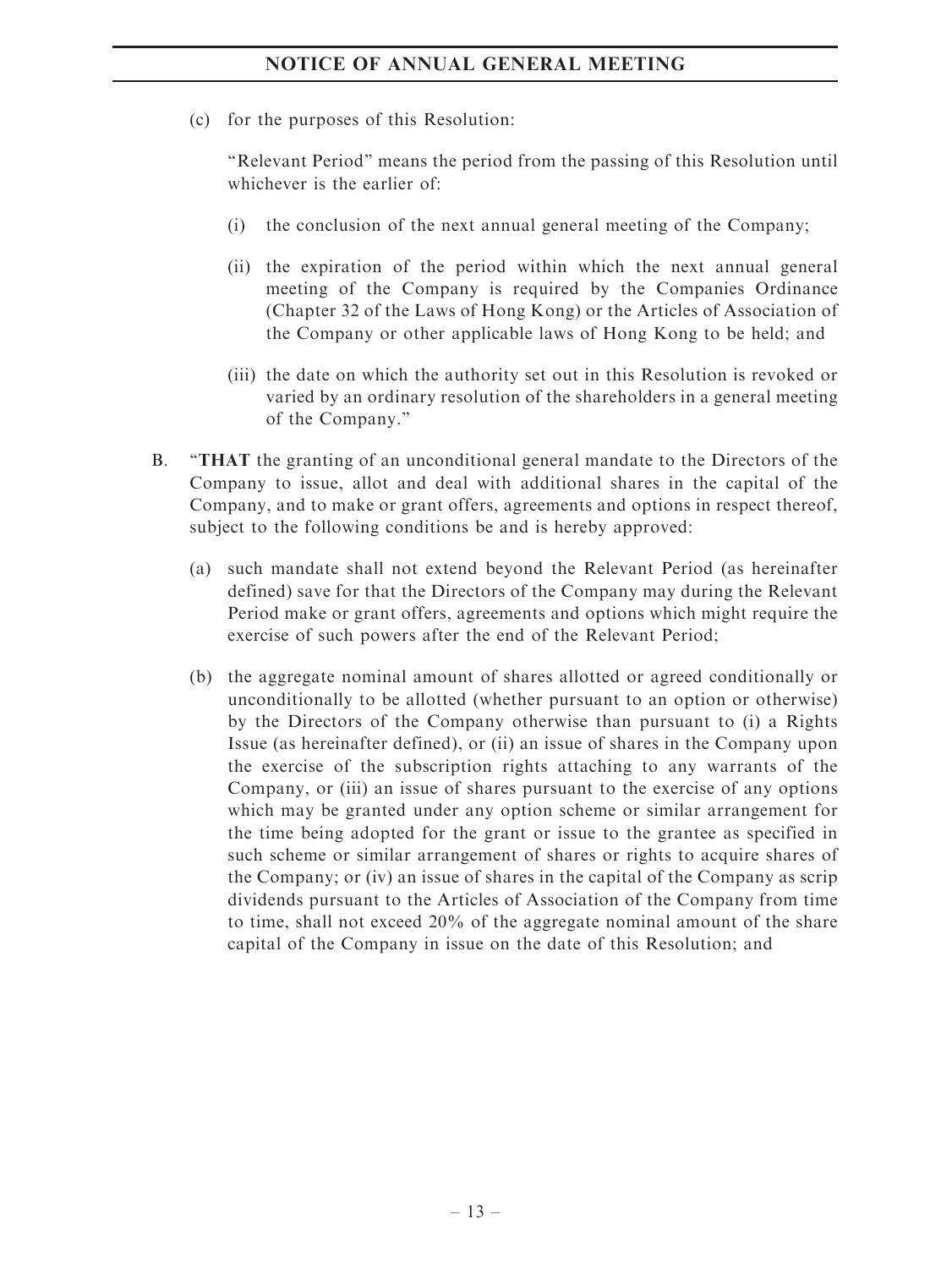(c) for the purposes of this Resolution:

"Relevant Period" means the period from the passing of this Resolution until whichever is the earlier of:

(i) the conclusion of the next annual general meeting of the Company;

(ii) the expiration of the period within which the next annual general meeting of the Company is required by the Companies Ordinance (Chapter 32 of the Laws of Hong Kong) or the Articles of Association of the Company or other applicable laws of Hong Kong to be held; and

(iii) the date on which the authority set out in this Resolution is revoked or varied by an ordinary resolution of the shareholders in a general meeting of the Company."

B. "**THAT** the granting of an unconditional general mandate to the Directors of the Company to issue, allot and deal with additional shares in the capital of the Company, and to make or grant offers, agreements and options in respect thereof, subject to the following conditions be and is hereby approved:

(a) such mandate shall not extend beyond the Relevant Period (as hereinafter defined) save for that the Directors of the Company may during the Relevant Period make or grant offers, agreements and options which might require the exercise of such powers after the end of the Relevant Period;

(b) the aggregate nominal amount of shares allotted or agreed conditionally or unconditionally to be allotted (whether pursuant to an option or otherwise) by the Directors of the Company otherwise than pursuant to (i) a Rights Issue (as hereinafter defined), or (ii) an issue of shares in the Company upon the exercise of the subscription rights attaching to any warrants of the Company, or (iii) an issue of shares pursuant to the exercise of any options which may be granted under any option scheme or similar arrangement for the time being adopted for the grant or issue to the grantee as specified in such scheme or similar arrangement of shares or rights to acquire shares of the Company; or (iv) an issue of shares in the capital of the Company as scrip dividends pursuant to the Articles of Association of the Company from time to time, shall not exceed 20% of the aggregate nominal amount of the share capital of the Company in issue on the date of this Resolution; and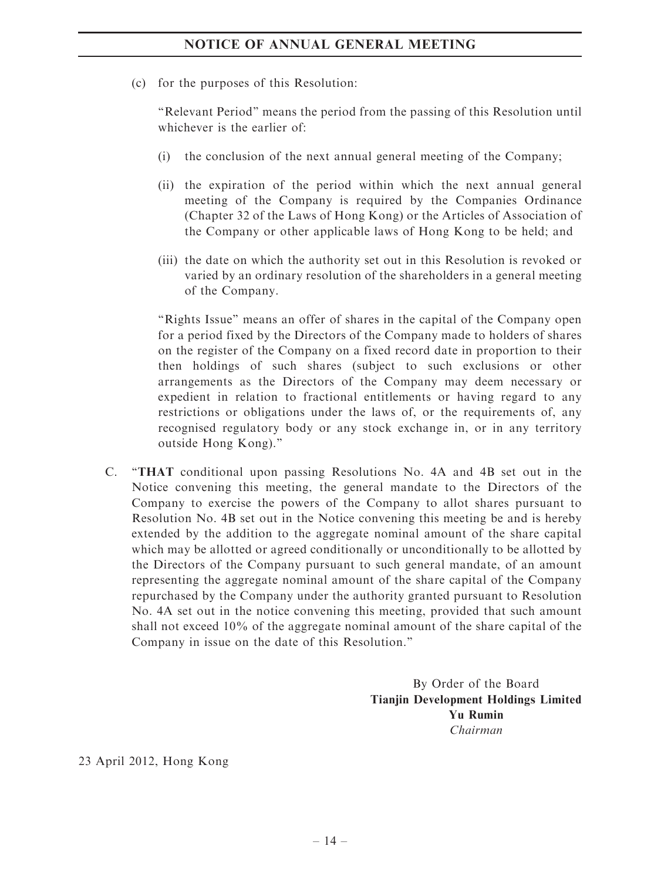(c) for the purposes of this Resolution:

"Relevant Period" means the period from the passing of this Resolution until whichever is the earlier of:

(i) the conclusion of the next annual general meeting of the Company;

(ii) the expiration of the period within which the next annual general meeting of the Company is required by the Companies Ordinance (Chapter 32 of the Laws of Hong Kong) or the Articles of Association of the Company or other applicable laws of Hong Kong to be held; and

(iii) the date on which the authority set out in this Resolution is revoked or varied by an ordinary resolution of the shareholders in a general meeting of the Company.

"Rights Issue" means an offer of shares in the capital of the Company open for a period fixed by the Directors of the Company made to holders of shares on the register of the Company on a fixed record date in proportion to their then holdings of such shares (subject to such exclusions or other arrangements as the Directors of the Company may deem necessary or expedient in relation to fractional entitlements or having regard to any restrictions or obligations under the laws of, or the requirements of, any recognised regulatory body or any stock exchange in, or in any territory outside Hong Kong)."

C. "**THAT** conditional upon passing Resolutions No. 4A and 4B set out in the Notice convening this meeting, the general mandate to the Directors of the Company to exercise the powers of the Company to allot shares pursuant to Resolution No. 4B set out in the Notice convening this meeting be and is hereby extended by the addition to the aggregate nominal amount of the share capital which may be allotted or agreed conditionally or unconditionally to be allotted by the Directors of the Company pursuant to such general mandate, of an amount representing the aggregate nominal amount of the share capital of the Company repurchased by the Company under the authority granted pursuant to Resolution No. 4A set out in the notice convening this meeting, provided that such amount shall not exceed 10% of the aggregate nominal amount of the share capital of the Company in issue on the date of this Resolution."

By Order of the Board
**Tianjin Development Holdings Limited**
**Yu Rumin**
*Chairman*

23 April 2012, Hong Kong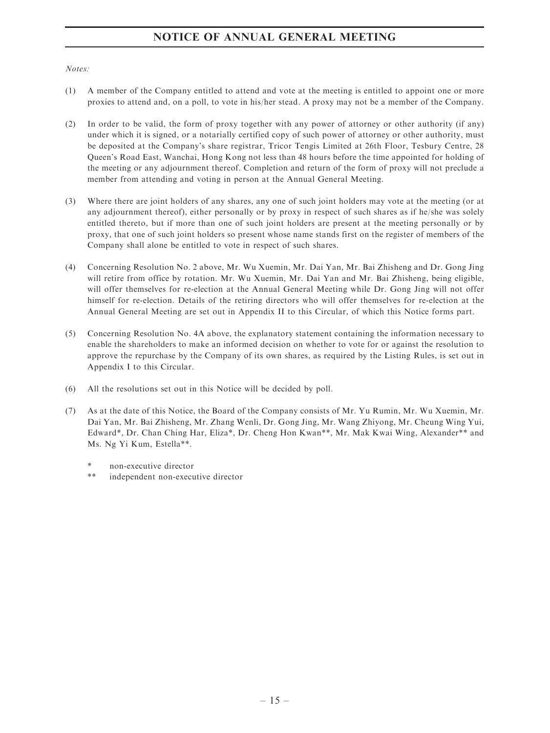# NOTICE OF ANNUAL GENERAL MEETING

*Notes:*

(1) A member of the Company entitled to attend and vote at the meeting is entitled to appoint one or more proxies to attend and, on a poll, to vote in his/her stead. A proxy may not be a member of the Company.

(2) In order to be valid, the form of proxy together with any power of attorney or other authority (if any) under which it is signed, or a notarially certified copy of such power of attorney or other authority, must be deposited at the Company's share registrar, Tricor Tengis Limited at 26th Floor, Tesbury Centre, 28 Queen's Road East, Wanchai, Hong Kong not less than 48 hours before the time appointed for holding of the meeting or any adjournment thereof. Completion and return of the form of proxy will not preclude a member from attending and voting in person at the Annual General Meeting.

(3) Where there are joint holders of any shares, any one of such joint holders may vote at the meeting (or at any adjournment thereof), either personally or by proxy in respect of such shares as if he/she was solely entitled thereto, but if more than one of such joint holders are present at the meeting personally or by proxy, that one of such joint holders so present whose name stands first on the register of members of the Company shall alone be entitled to vote in respect of such shares.

(4) Concerning Resolution No. 2 above, Mr. Wu Xuemin, Mr. Dai Yan, Mr. Bai Zhisheng and Dr. Gong Jing will retire from office by rotation. Mr. Wu Xuemin, Mr. Dai Yan and Mr. Bai Zhisheng, being eligible, will offer themselves for re-election at the Annual General Meeting while Dr. Gong Jing will not offer himself for re-election. Details of the retiring directors who will offer themselves for re-election at the Annual General Meeting are set out in Appendix II to this Circular, of which this Notice forms part.

(5) Concerning Resolution No. 4A above, the explanatory statement containing the information necessary to enable the shareholders to make an informed decision on whether to vote for or against the resolution to approve the repurchase by the Company of its own shares, as required by the Listing Rules, is set out in Appendix I to this Circular.

(6) All the resolutions set out in this Notice will be decided by poll.

(7) As at the date of this Notice, the Board of the Company consists of Mr. Yu Rumin, Mr. Wu Xuemin, Mr. Dai Yan, Mr. Bai Zhisheng, Mr. Zhang Wenli, Dr. Gong Jing, Mr. Wang Zhiyong, Mr. Cheung Wing Yui, Edward*, Dr. Chan Ching Har, Eliza*, Dr. Cheng Hon Kwan**, Mr. Mak Kwai Wing, Alexander** and Ms. Ng Yi Kum, Estella**.

\* non-executive director

\*\* independent non-executive director